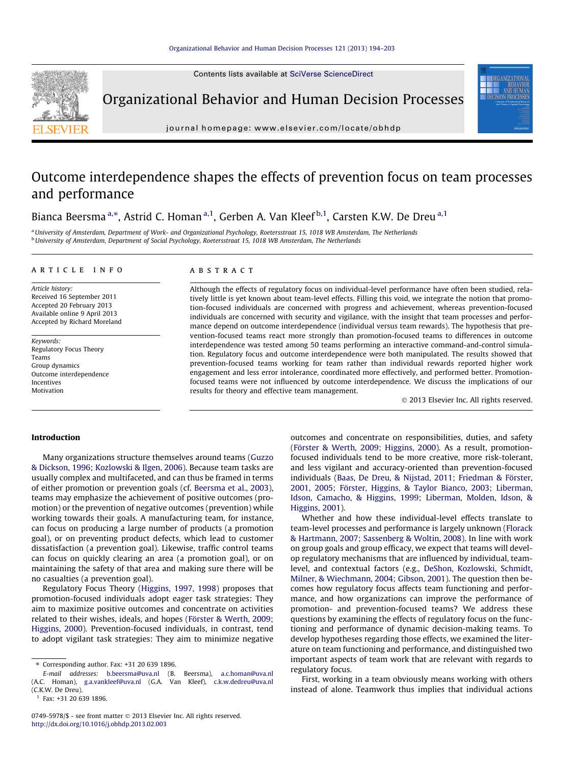# Outcome interdependence shapes the effects of prevention focus on team processes and performance

Bianca Beersma [a,*], Astrid C. Homan [a,1], Gerben A. Van Kleef [b,1], Carsten K.W. De Dreu [a,1]

[a] University of Amsterdam, Department of Work- and Organizational Psychology, Roetersstraat 15, 1018 WB Amsterdam, The Netherlands
[b] University of Amsterdam, Department of Social Psychology, Roetersstraat 15, 1018 WB Amsterdam, The Netherlands

**ARTICLE INFO**

*Article history:*
Received 16 September 2011
Accepted 20 February 2013
Available online 9 April 2013
Accepted by Richard Moreland

*Keywords:*
Regulatory Focus Theory
Teams
Group dynamics
Outcome interdependence
Incentives
Motivation

**ABSTRACT**

Although the effects of regulatory focus on individual-level performance have often been studied, relatively little is yet known about team-level effects. Filling this void, we integrate the notion that promotion-focused individuals are concerned with progress and achievement, whereas prevention-focused individuals are concerned with security and vigilance, with the insight that team processes and performance depend on outcome interdependence (individual versus team rewards). The hypothesis that prevention-focused teams react more strongly than promotion-focused teams to differences in outcome interdependence was tested among 50 teams performing an interactive command-and-control simulation. Regulatory focus and outcome interdependence were both manipulated. The results showed that prevention-focused teams working for team rather than individual rewards reported higher work engagement and less error intolerance, coordinated more effectively, and performed better. Promotion-focused teams were not influenced by outcome interdependence. We discuss the implications of our results for theory and effective team management.

© 2013 Elsevier Inc. All rights reserved.

## Introduction

Many organizations structure themselves around teams (Guzzo & Dickson, 1996; Kozlowski & Ilgen, 2006). Because team tasks are usually complex and multifaceted, and can thus be framed in terms of either promotion or prevention goals (cf. Beersma et al., 2003), teams may emphasize the achievement of positive outcomes (promotion) or the prevention of negative outcomes (prevention) while working towards their goals. A manufacturing team, for instance, can focus on producing a large number of products (a promotion goal), or on preventing product defects, which lead to customer dissatisfaction (a prevention goal). Likewise, traffic control teams can focus on quickly clearing an area (a promotion goal), or on maintaining the safety of that area and making sure there will be no casualties (a prevention goal).

Regulatory Focus Theory (Higgins, 1997, 1998) proposes that promotion-focused individuals adopt eager task strategies: They aim to maximize positive outcomes and concentrate on activities related to their wishes, ideals, and hopes (Förster & Werth, 2009; Higgins, 2000). Prevention-focused individuals, in contrast, tend to adopt vigilant task strategies: They aim to minimize negative outcomes and concentrate on responsibilities, duties, and safety (Förster & Werth, 2009; Higgins, 2000). As a result, promotion-focused individuals tend to be more creative, more risk-tolerant, and less vigilant and accuracy-oriented than prevention-focused individuals (Baas, De Dreu, & Nijstad, 2011; Friedman & Förster, 2001, 2005; Förster, Higgins, & Taylor Bianco, 2003; Liberman, Idson, Camacho, & Higgins, 1999; Liberman, Molden, Idson, & Higgins, 2001).

Whether and how these individual-level effects translate to team-level processes and performance is largely unknown (Florack & Hartmann, 2007; Sassenberg & Woltin, 2008). In line with work on group goals and group efficacy, we expect that teams will develop regulatory mechanisms that are influenced by individual, team-level, and contextual factors (e.g., DeShon, Kozlowski, Schmidt, Milner, & Wiechmann, 2004; Gibson, 2001). The question then becomes how regulatory focus affects team functioning and performance, and how organizations can improve the performance of promotion- and prevention-focused teams? We address these questions by examining the effects of regulatory focus on the functioning and performance of dynamic decision-making teams. To develop hypotheses regarding those effects, we examined the literature on team functioning and performance, and distinguished two important aspects of team work that are relevant with regards to regulatory focus.

First, working in a team obviously means working with others instead of alone. Teamwork thus implies that individual actions

---

* Corresponding author. Fax: +31 20 639 1896.
*E-mail addresses:* b.beersma@uva.nl (B. Beersma), a.c.homan@uva.nl (A.C. Homan), g.a.vankleef@uva.nl (G.A. Van Kleef), c.k.w.dedreu@uva.nl (C.K.W. De Dreu).
[1] Fax: +31 20 639 1896.

0749-5978/$ - see front matter © 2013 Elsevier Inc. All rights reserved.
http://dx.doi.org/10.1016/j.obhdp.2013.02.003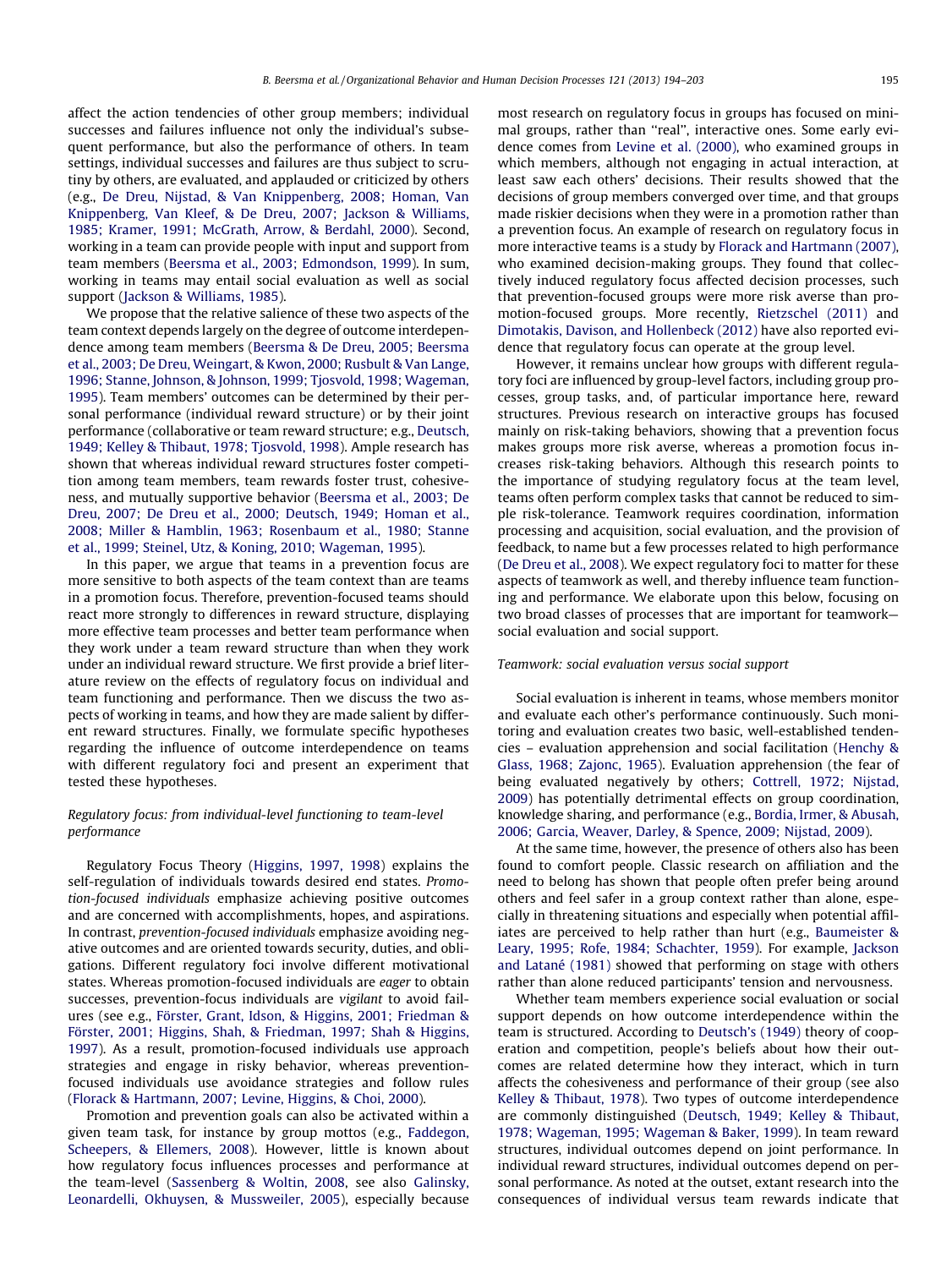affect the action tendencies of other group members; individual successes and failures influence not only the individual's subsequent performance, but also the performance of others. In team settings, individual successes and failures are thus subject to scrutiny by others, are evaluated, and applauded or criticized by others (e.g., De Dreu, Nijstad, & Van Knippenberg, 2008; Homan, Van Knippenberg, Van Kleef, & De Dreu, 2007; Jackson & Williams, 1985; Kramer, 1991; McGrath, Arrow, & Berdahl, 2000). Second, working in a team can provide people with input and support from team members (Beersma et al., 2003; Edmondson, 1999). In sum, working in teams may entail social evaluation as well as social support (Jackson & Williams, 1985).

We propose that the relative salience of these two aspects of the team context depends largely on the degree of outcome interdependence among team members (Beersma & De Dreu, 2005; Beersma et al., 2003; De Dreu, Weingart, & Kwon, 2000; Rusbult & Van Lange, 1996; Stanne, Johnson, & Johnson, 1999; Tjosvold, 1998; Wageman, 1995). Team members' outcomes can be determined by their personal performance (individual reward structure) or by their joint performance (collaborative or team reward structure; e.g., Deutsch, 1949; Kelley & Thibaut, 1978; Tjosvold, 1998). Ample research has shown that whereas individual reward structures foster competition among team members, team rewards foster trust, cohesiveness, and mutually supportive behavior (Beersma et al., 2003; De Dreu, 2007; De Dreu et al., 2000; Deutsch, 1949; Homan et al., 2008; Miller & Hamblin, 1963; Rosenbaum et al., 1980; Stanne et al., 1999; Steinel, Utz, & Koning, 2010; Wageman, 1995).

In this paper, we argue that teams in a prevention focus are more sensitive to both aspects of the team context than are teams in a promotion focus. Therefore, prevention-focused teams should react more strongly to differences in reward structure, displaying more effective team processes and better team performance when they work under a team reward structure than when they work under an individual reward structure. We first provide a brief literature review on the effects of regulatory focus on individual and team functioning and performance. Then we discuss the two aspects of working in teams, and how they are made salient by different reward structures. Finally, we formulate specific hypotheses regarding the influence of outcome interdependence on teams with different regulatory foci and present an experiment that tested these hypotheses.

### *Regulatory focus: from individual-level functioning to team-level performance*

Regulatory Focus Theory (Higgins, 1997, 1998) explains the self-regulation of individuals towards desired end states. *Promotion-focused individuals* emphasize achieving positive outcomes and are concerned with accomplishments, hopes, and aspirations. In contrast, *prevention-focused individuals* emphasize avoiding negative outcomes and are oriented towards security, duties, and obligations. Different regulatory foci involve different motivational states. Whereas promotion-focus individuals are *eager* to obtain successes, prevention-focus individuals are *vigilant* to avoid failures (see e.g., Förster, Grant, Idson, & Higgins, 2001; Friedman & Förster, 2001; Higgins, Shah, & Friedman, 1997; Shah & Higgins, 1997). As a result, promotion-focused individuals use approach strategies and engage in risky behavior, whereas prevention-focused individuals use avoidance strategies and follow rules (Florack & Hartmann, 2007; Levine, Higgins, & Choi, 2000).

Promotion and prevention goals can also be activated within a given team task, for instance by group mottos (e.g., Faddegon, Scheepers, & Ellemers, 2008). However, little is known about how regulatory focus influences processes and performance at the team-level (Sassenberg & Woltin, 2008, see also Galinsky, Leonardelli, Okhuysen, & Mussweiler, 2005), especially because most research on regulatory focus in groups has focused on minimal groups, rather than "real", interactive ones. Some early evidence comes from Levine et al. (2000), who examined groups in which members, although not engaging in actual interaction, at least saw each others' decisions. Their results showed that the decisions of group members converged over time, and that groups made riskier decisions when they were in a promotion rather than a prevention focus. An example of research on regulatory focus in more interactive teams is a study by Florack and Hartmann (2007), who examined decision-making groups. They found that collectively induced regulatory focus affected decision processes, such that prevention-focused groups were more risk averse than promotion-focused groups. More recently, Rietzschel (2011) and Dimotakis, Davison, and Hollenbeck (2012) have also reported evidence that regulatory focus can operate at the group level.

However, it remains unclear how groups with different regulatory foci are influenced by group-level factors, including group processes, group tasks, and, of particular importance here, reward structures. Previous research on interactive groups has focused mainly on risk-taking behaviors, showing that a prevention focus makes groups more risk averse, whereas a promotion focus increases risk-taking behaviors. Although this research points to the importance of studying regulatory focus at the team level, teams often perform complex tasks that cannot be reduced to simple risk-tolerance. Teamwork requires coordination, information processing and acquisition, social evaluation, and the provision of feedback, to name but a few processes related to high performance (De Dreu et al., 2008). We expect regulatory foci to matter for these aspects of teamwork as well, and thereby influence team functioning and performance. We elaborate upon this below, focusing on two broad classes of processes that are important for teamwork—social evaluation and social support.

### *Teamwork: social evaluation versus social support*

Social evaluation is inherent in teams, whose members monitor and evaluate each other's performance continuously. Such monitoring and evaluation creates two basic, well-established tendencies – evaluation apprehension and social facilitation (Henchy & Glass, 1968; Zajonc, 1965). Evaluation apprehension (the fear of being evaluated negatively by others; Cottrell, 1972; Nijstad, 2009) has potentially detrimental effects on group coordination, knowledge sharing, and performance (e.g., Bordia, Irmer, & Abusah, 2006; Garcia, Weaver, Darley, & Spence, 2009; Nijstad, 2009).

At the same time, however, the presence of others also has been found to comfort people. Classic research on affiliation and the need to belong has shown that people often prefer being around others and feel safer in a group context rather than alone, especially in threatening situations and especially when potential affiliates are perceived to help rather than hurt (e.g., Baumeister & Leary, 1995; Rofe, 1984; Schachter, 1959). For example, Jackson and Latané (1981) showed that performing on stage with others rather than alone reduced participants' tension and nervousness.

Whether team members experience social evaluation or social support depends on how outcome interdependence within the team is structured. According to Deutsch's (1949) theory of cooperation and competition, people's beliefs about how their outcomes are related determine how they interact, which in turn affects the cohesiveness and performance of their group (see also Kelley & Thibaut, 1978). Two types of outcome interdependence are commonly distinguished (Deutsch, 1949; Kelley & Thibaut, 1978; Wageman, 1995; Wageman & Baker, 1999). In team reward structures, individual outcomes depend on joint performance. In individual reward structures, individual outcomes depend on personal performance. As noted at the outset, extant research into the consequences of individual versus team rewards indicate that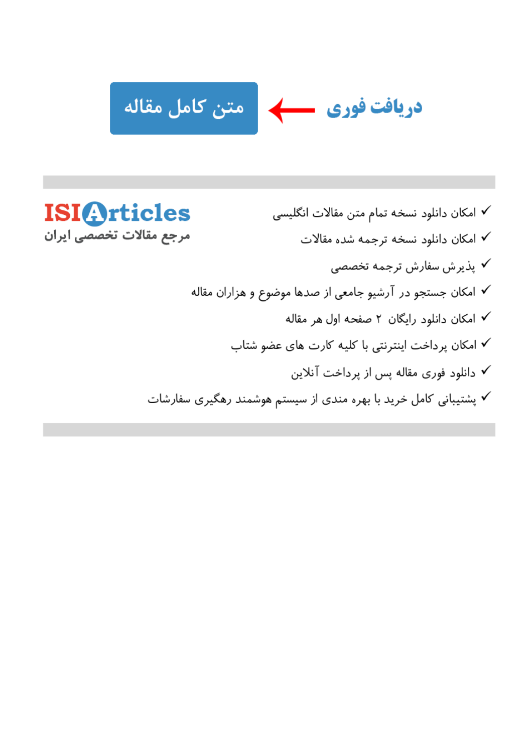دریافت فوری ← متن کامل مقاله

**ISIArticles**
مرجع مقالات تخصصی ایران

- ✓ امکان دانلود نسخه تمام متن مقالات انگلیسی
- ✓ امکان دانلود نسخه ترجمه شده مقالات
- ✓ پذیرش سفارش ترجمه تخصصی
- ✓ امکان جستجو در آرشیو جامعی از صدها موضوع و هزاران مقاله
- ✓ امکان دانلود رایگان ۲ صفحه اول هر مقاله
- ✓ امکان پرداخت اینترنتی با کلیه کارت های عضو شتاب
- ✓ دانلود فوری مقاله پس از پرداخت آنلاین
- ✓ پشتیبانی کامل خرید با بهره مندی از سیستم هوشمند رهگیری سفارشات